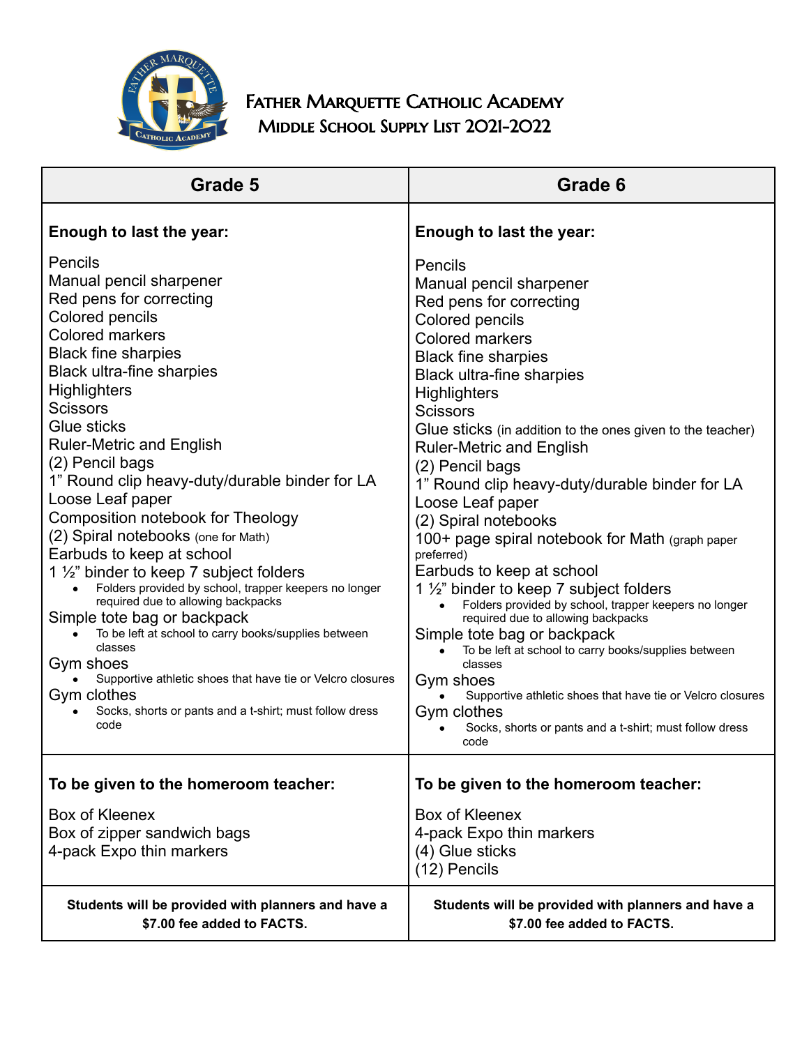# Father Marquette Catholic Academy

## Middle School Supply List 2021-2022

| Grade 5 | Grade 6 |
|---|---|
| **Enough to last the year:**<br><br>Pencils<br>Manual pencil sharpener<br>Red pens for correcting<br>Colored pencils<br>Colored markers<br>Black fine sharpies<br>Black ultra-fine sharpies<br>Highlighters<br>Scissors<br>Glue sticks<br>Ruler-Metric and English<br>(2) Pencil bags<br>1" Round clip heavy-duty/durable binder for LA<br>Loose Leaf paper<br>Composition notebook for Theology<br>(2) Spiral notebooks (one for Math)<br>Earbuds to keep at school<br>1 ½" binder to keep 7 subject folders<br>• Folders provided by school, trapper keepers no longer required due to allowing backpacks<br>Simple tote bag or backpack<br>• To be left at school to carry books/supplies between classes<br>Gym shoes<br>• Supportive athletic shoes that have tie or Velcro closures<br>Gym clothes<br>• Socks, shorts or pants and a t-shirt; must follow dress code | **Enough to last the year:**<br><br>Pencils<br>Manual pencil sharpener<br>Red pens for correcting<br>Colored pencils<br>Colored markers<br>Black fine sharpies<br>Black ultra-fine sharpies<br>Highlighters<br>Scissors<br>Glue sticks (in addition to the ones given to the teacher)<br>Ruler-Metric and English<br>(2) Pencil bags<br>1" Round clip heavy-duty/durable binder for LA<br>Loose Leaf paper<br>(2) Spiral notebooks<br>100+ page spiral notebook for Math (graph paper preferred)<br>Earbuds to keep at school<br>1 ½" binder to keep 7 subject folders<br>• Folders provided by school, trapper keepers no longer required due to allowing backpacks<br>Simple tote bag or backpack<br>• To be left at school to carry books/supplies between classes<br>Gym shoes<br>• Supportive athletic shoes that have tie or Velcro closures<br>Gym clothes<br>• Socks, shorts or pants and a t-shirt; must follow dress code |
| **To be given to the homeroom teacher:**<br><br>Box of Kleenex<br>Box of zipper sandwich bags<br>4-pack Expo thin markers | **To be given to the homeroom teacher:**<br><br>Box of Kleenex<br>4-pack Expo thin markers<br>(4) Glue sticks<br>(12) Pencils |
| **Students will be provided with planners and have a $7.00 fee added to FACTS.** | **Students will be provided with planners and have a $7.00 fee added to FACTS.** |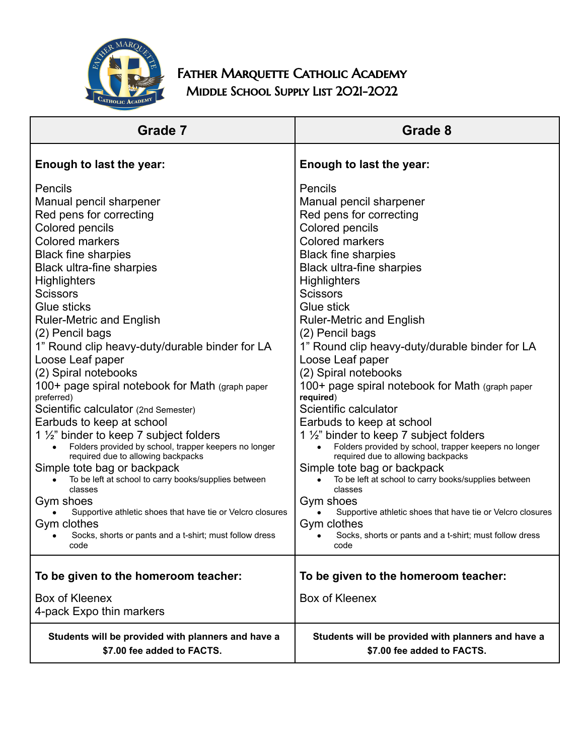# Father Marquette Catholic Academy

## Middle School Supply List 2021-2022

| Grade 7 | Grade 8 |
| --- | --- |
| **Enough to last the year:**<br><br>Pencils<br>Manual pencil sharpener<br>Red pens for correcting<br>Colored pencils<br>Colored markers<br>Black fine sharpies<br>Black ultra-fine sharpies<br>Highlighters<br>Scissors<br>Glue sticks<br>Ruler-Metric and English<br>(2) Pencil bags<br>1" Round clip heavy-duty/durable binder for LA<br>Loose Leaf paper<br>(2) Spiral notebooks<br>100+ page spiral notebook for Math (graph paper preferred)<br>Scientific calculator (2nd Semester)<br>Earbuds to keep at school<br>1 ½" binder to keep 7 subject folders<br>• Folders provided by school, trapper keepers no longer required due to allowing backpacks<br>Simple tote bag or backpack<br>• To be left at school to carry books/supplies between classes<br>Gym shoes<br>• Supportive athletic shoes that have tie or Velcro closures<br>Gym clothes<br>• Socks, shorts or pants and a t-shirt; must follow dress code | **Enough to last the year:**<br><br>Pencils<br>Manual pencil sharpener<br>Red pens for correcting<br>Colored pencils<br>Colored markers<br>Black fine sharpies<br>Black ultra-fine sharpies<br>Highlighters<br>Scissors<br>Glue stick<br>Ruler-Metric and English<br>(2) Pencil bags<br>1" Round clip heavy-duty/durable binder for LA<br>Loose Leaf paper<br>(2) Spiral notebooks<br>100+ page spiral notebook for Math (graph paper **required**)<br>Scientific calculator<br>Earbuds to keep at school<br>1 ½" binder to keep 7 subject folders<br>• Folders provided by school, trapper keepers no longer required due to allowing backpacks<br>Simple tote bag or backpack<br>• To be left at school to carry books/supplies between classes<br>Gym shoes<br>• Supportive athletic shoes that have tie or Velcro closures<br>Gym clothes<br>• Socks, shorts or pants and a t-shirt; must follow dress code |
| **To be given to the homeroom teacher:**<br><br>Box of Kleenex<br>4-pack Expo thin markers | **To be given to the homeroom teacher:**<br><br>Box of Kleenex |
| **Students will be provided with planners and have a $7.00 fee added to FACTS.** | **Students will be provided with planners and have a $7.00 fee added to FACTS.** |